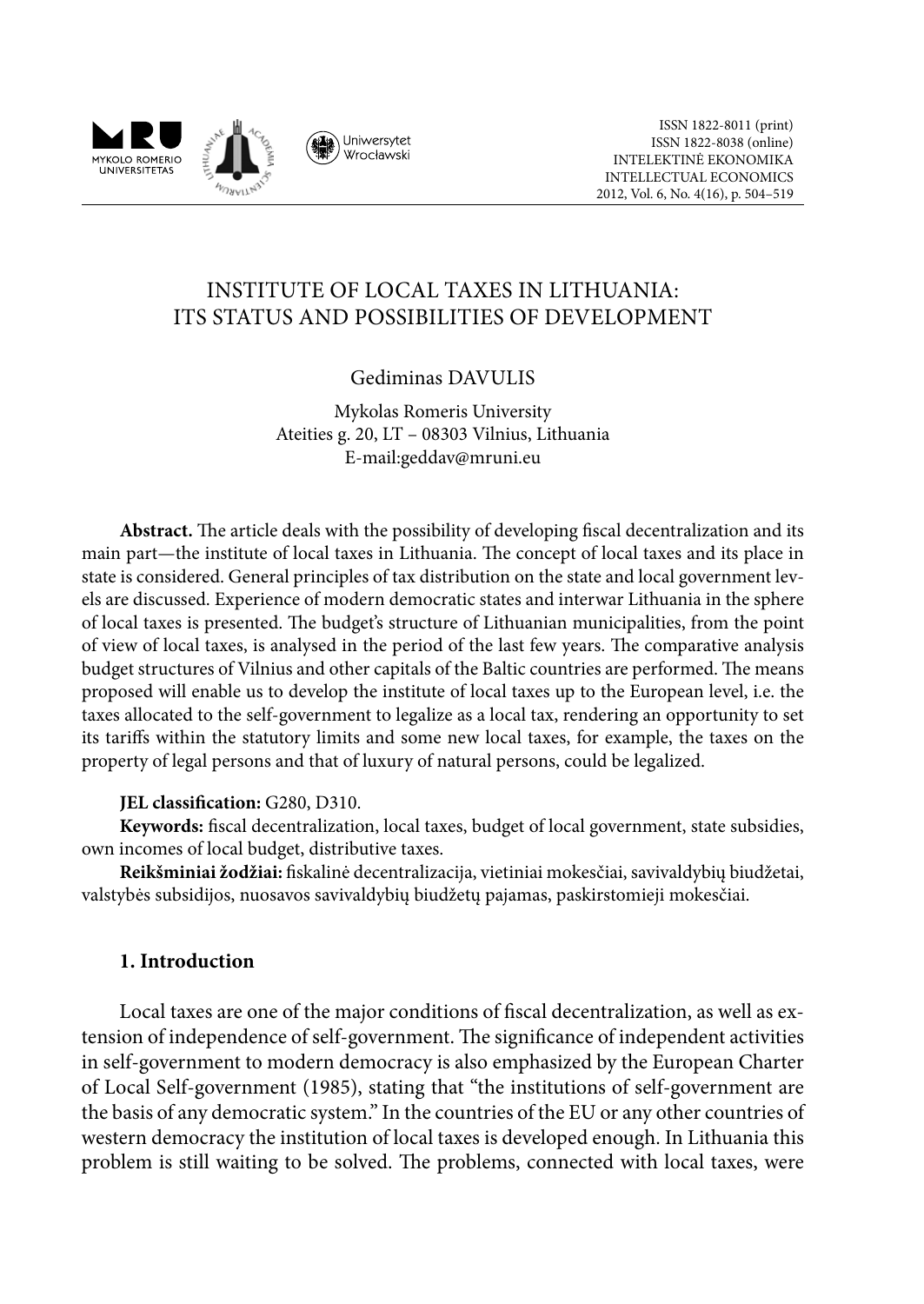# INSTITUTE OF LOCAL TAXES IN LITHUANIA: ITS STATUS AND POSSIBILITIES OF DEVELOPMENT

Gediminas DAVULIS

Mykolas Romeris University
Ateities g. 20, LT – 08303 Vilnius, Lithuania
E-mail:geddav@mruni.eu

**Abstract.** The article deals with the possibility of developing fiscal decentralization and its main part—the institute of local taxes in Lithuania. The concept of local taxes and its place in state is considered. General principles of tax distribution on the state and local government levels are discussed. Experience of modern democratic states and interwar Lithuania in the sphere of local taxes is presented. The budget's structure of Lithuanian municipalities, from the point of view of local taxes, is analysed in the period of the last few years. The comparative analysis budget structures of Vilnius and other capitals of the Baltic countries are performed. The means proposed will enable us to develop the institute of local taxes up to the European level, i.e. the taxes allocated to the self-government to legalize as a local tax, rendering an opportunity to set its tariffs within the statutory limits and some new local taxes, for example, the taxes on the property of legal persons and that of luxury of natural persons, could be legalized.

**JEL classification:** G280, D310.

**Keywords:** fiscal decentralization, local taxes, budget of local government, state subsidies, own incomes of local budget, distributive taxes.

**Reikšminiai žodžiai:** fiskalinė decentralizacija, vietiniai mokesčiai, savivaldybių biudžetai, valstybės subsidijos, nuosavos savivaldybių biudžetų pajamas, paskirstomieji mokesčiai.

## 1. Introduction

Local taxes are one of the major conditions of fiscal decentralization, as well as extension of independence of self-government. The significance of independent activities in self-government to modern democracy is also emphasized by the European Charter of Local Self-government (1985), stating that "the institutions of self-government are the basis of any democratic system." In the countries of the EU or any other countries of western democracy the institution of local taxes is developed enough. In Lithuania this problem is still waiting to be solved. The problems, connected with local taxes, were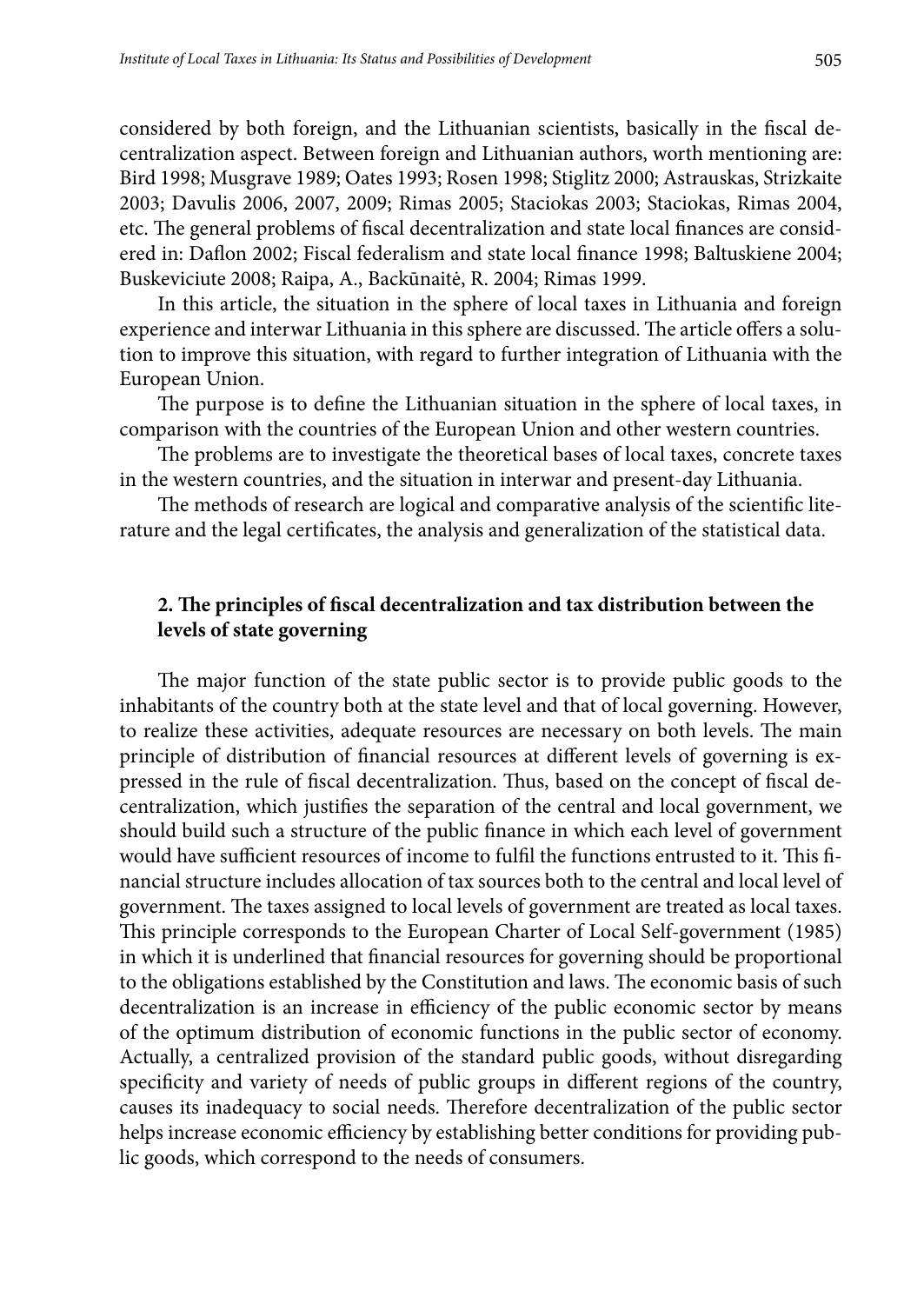considered by both foreign, and the Lithuanian scientists, basically in the fiscal decentralization aspect. Between foreign and Lithuanian authors, worth mentioning are: Bird 1998; Musgrave 1989; Oates 1993; Rosen 1998; Stiglitz 2000; Astrauskas, Strizkaite 2003; Davulis 2006, 2007, 2009; Rimas 2005; Staciokas 2003; Staciokas, Rimas 2004, etc. The general problems of fiscal decentralization and state local finances are considered in: Daflon 2002; Fiscal federalism and state local finance 1998; Baltuskiene 2004; Buskeviciute 2008; Raipa, A., Backūnaitė, R. 2004; Rimas 1999.

In this article, the situation in the sphere of local taxes in Lithuania and foreign experience and interwar Lithuania in this sphere are discussed. The article offers a solution to improve this situation, with regard to further integration of Lithuania with the European Union.

The purpose is to define the Lithuanian situation in the sphere of local taxes, in comparison with the countries of the European Union and other western countries.

The problems are to investigate the theoretical bases of local taxes, concrete taxes in the western countries, and the situation in interwar and present-day Lithuania.

The methods of research are logical and comparative analysis of the scientific literature and the legal certificates, the analysis and generalization of the statistical data.

## 2. The principles of fiscal decentralization and tax distribution between the levels of state governing

The major function of the state public sector is to provide public goods to the inhabitants of the country both at the state level and that of local governing. However, to realize these activities, adequate resources are necessary on both levels. The main principle of distribution of financial resources at different levels of governing is expressed in the rule of fiscal decentralization. Thus, based on the concept of fiscal decentralization, which justifies the separation of the central and local government, we should build such a structure of the public finance in which each level of government would have sufficient resources of income to fulfil the functions entrusted to it. This financial structure includes allocation of tax sources both to the central and local level of government. The taxes assigned to local levels of government are treated as local taxes. This principle corresponds to the European Charter of Local Self-government (1985) in which it is underlined that financial resources for governing should be proportional to the obligations established by the Constitution and laws. The economic basis of such decentralization is an increase in efficiency of the public economic sector by means of the optimum distribution of economic functions in the public sector of economy. Actually, a centralized provision of the standard public goods, without disregarding specificity and variety of needs of public groups in different regions of the country, causes its inadequacy to social needs. Therefore decentralization of the public sector helps increase economic efficiency by establishing better conditions for providing public goods, which correspond to the needs of consumers.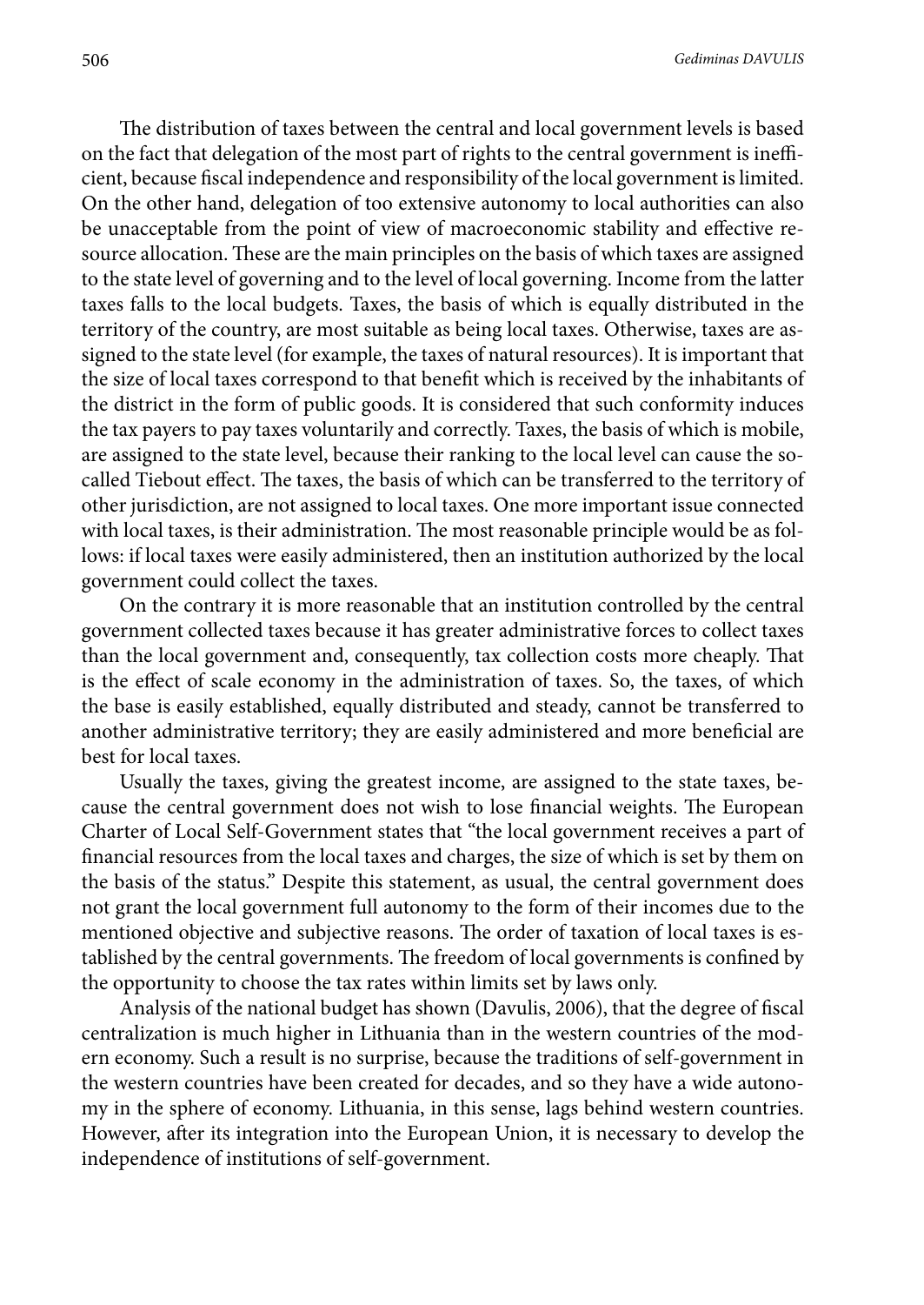The distribution of taxes between the central and local government levels is based on the fact that delegation of the most part of rights to the central government is inefficient, because fiscal independence and responsibility of the local government is limited. On the other hand, delegation of too extensive autonomy to local authorities can also be unacceptable from the point of view of macroeconomic stability and effective resource allocation. These are the main principles on the basis of which taxes are assigned to the state level of governing and to the level of local governing. Income from the latter taxes falls to the local budgets. Taxes, the basis of which is equally distributed in the territory of the country, are most suitable as being local taxes. Otherwise, taxes are assigned to the state level (for example, the taxes of natural resources). It is important that the size of local taxes correspond to that benefit which is received by the inhabitants of the district in the form of public goods. It is considered that such conformity induces the tax payers to pay taxes voluntarily and correctly. Taxes, the basis of which is mobile, are assigned to the state level, because their ranking to the local level can cause the so-called Tiebout effect. The taxes, the basis of which can be transferred to the territory of other jurisdiction, are not assigned to local taxes. One more important issue connected with local taxes, is their administration. The most reasonable principle would be as follows: if local taxes were easily administered, then an institution authorized by the local government could collect the taxes.

On the contrary it is more reasonable that an institution controlled by the central government collected taxes because it has greater administrative forces to collect taxes than the local government and, consequently, tax collection costs more cheaply. That is the effect of scale economy in the administration of taxes. So, the taxes, of which the base is easily established, equally distributed and steady, cannot be transferred to another administrative territory; they are easily administered and more beneficial are best for local taxes.

Usually the taxes, giving the greatest income, are assigned to the state taxes, because the central government does not wish to lose financial weights. The European Charter of Local Self-Government states that "the local government receives a part of financial resources from the local taxes and charges, the size of which is set by them on the basis of the status." Despite this statement, as usual, the central government does not grant the local government full autonomy to the form of their incomes due to the mentioned objective and subjective reasons. The order of taxation of local taxes is established by the central governments. The freedom of local governments is confined by the opportunity to choose the tax rates within limits set by laws only.

Analysis of the national budget has shown (Davulis, 2006), that the degree of fiscal centralization is much higher in Lithuania than in the western countries of the modern economy. Such a result is no surprise, because the traditions of self-government in the western countries have been created for decades, and so they have a wide autonomy in the sphere of economy. Lithuania, in this sense, lags behind western countries. However, after its integration into the European Union, it is necessary to develop the independence of institutions of self-government.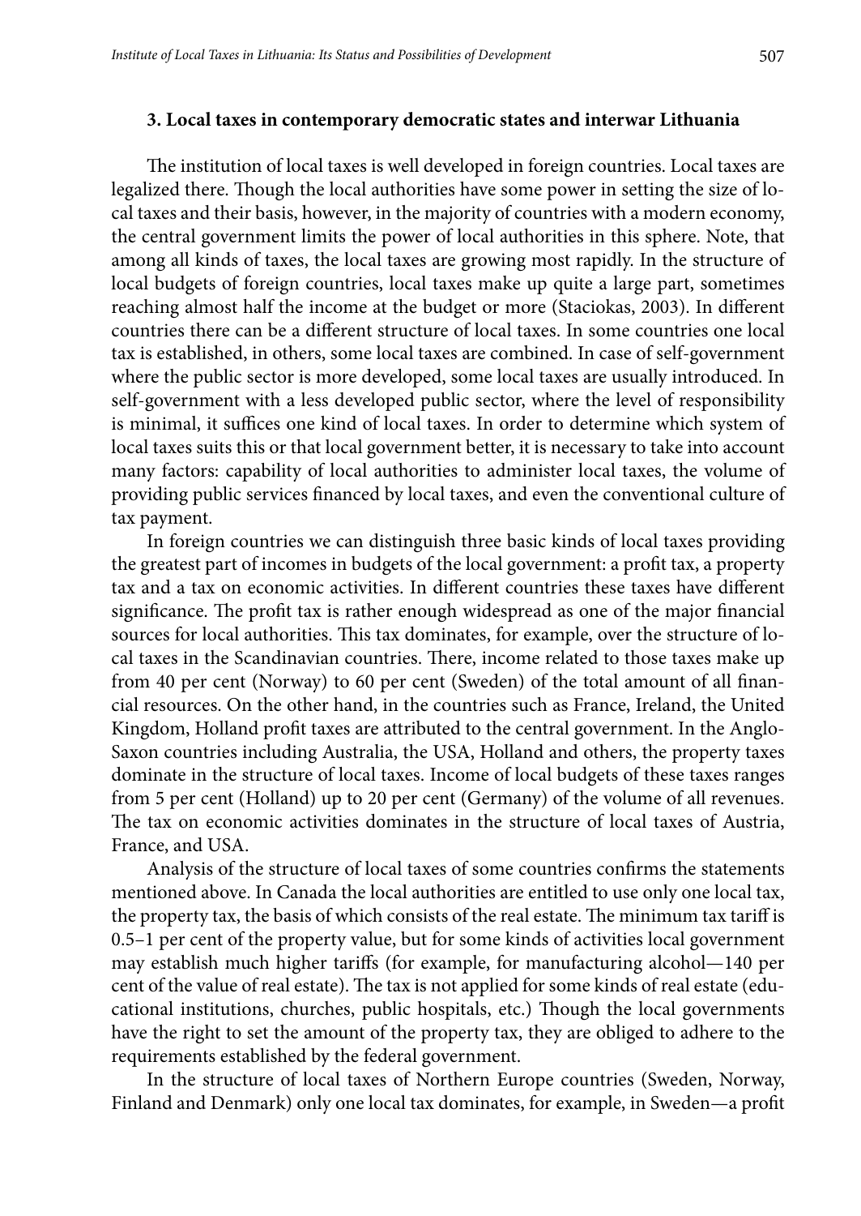### 3. Local taxes in contemporary democratic states and interwar Lithuania

The institution of local taxes is well developed in foreign countries. Local taxes are legalized there. Though the local authorities have some power in setting the size of local taxes and their basis, however, in the majority of countries with a modern economy, the central government limits the power of local authorities in this sphere. Note, that among all kinds of taxes, the local taxes are growing most rapidly. In the structure of local budgets of foreign countries, local taxes make up quite a large part, sometimes reaching almost half the income at the budget or more (Staciokas, 2003). In different countries there can be a different structure of local taxes. In some countries one local tax is established, in others, some local taxes are combined. In case of self-government where the public sector is more developed, some local taxes are usually introduced. In self-government with a less developed public sector, where the level of responsibility is minimal, it suffices one kind of local taxes. In order to determine which system of local taxes suits this or that local government better, it is necessary to take into account many factors: capability of local authorities to administer local taxes, the volume of providing public services financed by local taxes, and even the conventional culture of tax payment.

In foreign countries we can distinguish three basic kinds of local taxes providing the greatest part of incomes in budgets of the local government: a profit tax, a property tax and a tax on economic activities. In different countries these taxes have different significance. The profit tax is rather enough widespread as one of the major financial sources for local authorities. This tax dominates, for example, over the structure of local taxes in the Scandinavian countries. There, income related to those taxes make up from 40 per cent (Norway) to 60 per cent (Sweden) of the total amount of all financial resources. On the other hand, in the countries such as France, Ireland, the United Kingdom, Holland profit taxes are attributed to the central government. In the Anglo-Saxon countries including Australia, the USA, Holland and others, the property taxes dominate in the structure of local taxes. Income of local budgets of these taxes ranges from 5 per cent (Holland) up to 20 per cent (Germany) of the volume of all revenues. The tax on economic activities dominates in the structure of local taxes of Austria, France, and USA.

Analysis of the structure of local taxes of some countries confirms the statements mentioned above. In Canada the local authorities are entitled to use only one local tax, the property tax, the basis of which consists of the real estate. The minimum tax tariff is 0.5–1 per cent of the property value, but for some kinds of activities local government may establish much higher tariffs (for example, for manufacturing alcohol—140 per cent of the value of real estate). The tax is not applied for some kinds of real estate (educational institutions, churches, public hospitals, etc.) Though the local governments have the right to set the amount of the property tax, they are obliged to adhere to the requirements established by the federal government.

In the structure of local taxes of Northern Europe countries (Sweden, Norway, Finland and Denmark) only one local tax dominates, for example, in Sweden—a profit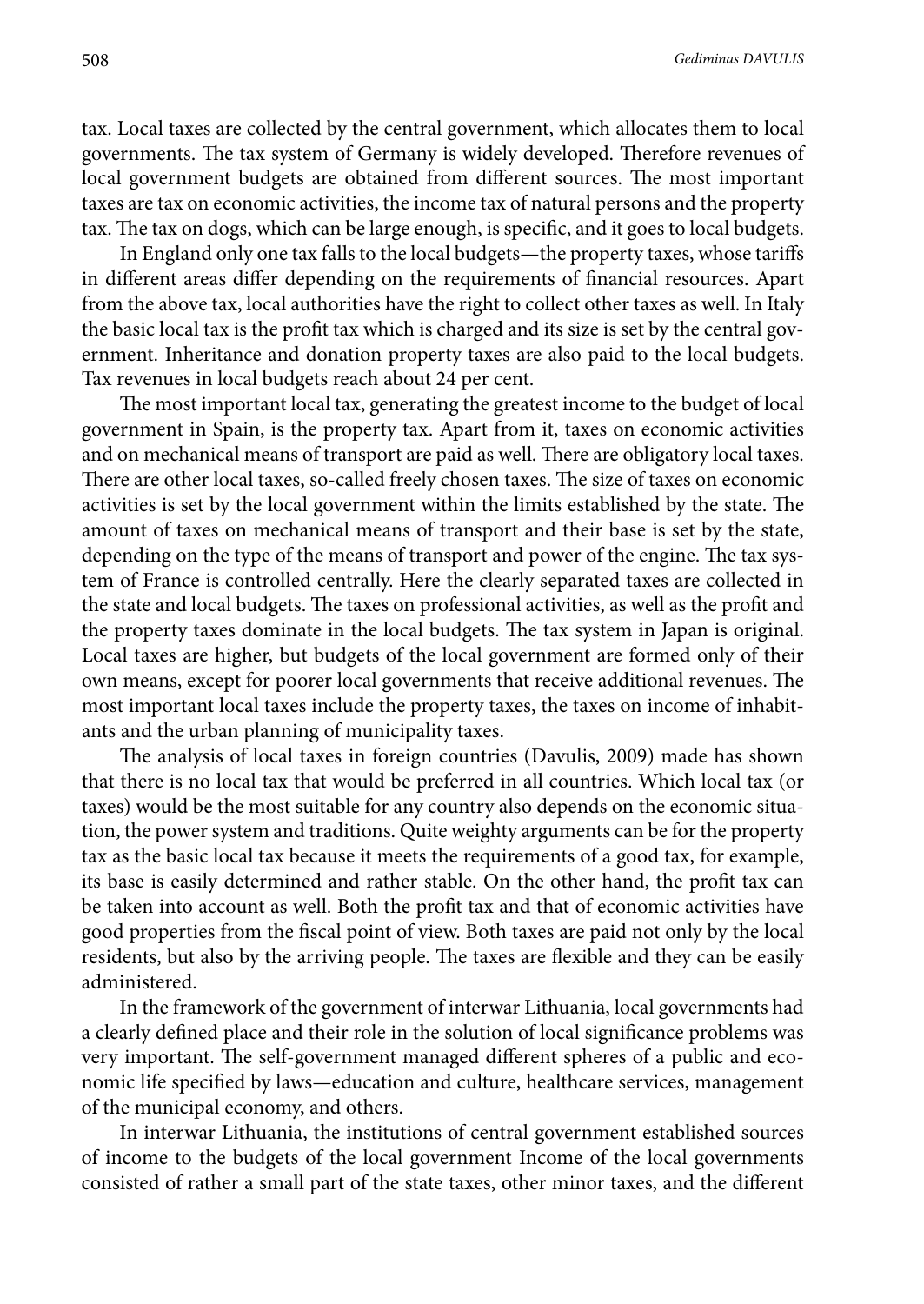tax. Local taxes are collected by the central government, which allocates them to local governments. The tax system of Germany is widely developed. Therefore revenues of local government budgets are obtained from different sources. The most important taxes are tax on economic activities, the income tax of natural persons and the property tax. The tax on dogs, which can be large enough, is specific, and it goes to local budgets.

In England only one tax falls to the local budgets—the property taxes, whose tariffs in different areas differ depending on the requirements of financial resources. Apart from the above tax, local authorities have the right to collect other taxes as well. In Italy the basic local tax is the profit tax which is charged and its size is set by the central government. Inheritance and donation property taxes are also paid to the local budgets. Tax revenues in local budgets reach about 24 per cent.

The most important local tax, generating the greatest income to the budget of local government in Spain, is the property tax. Apart from it, taxes on economic activities and on mechanical means of transport are paid as well. There are obligatory local taxes. There are other local taxes, so-called freely chosen taxes. The size of taxes on economic activities is set by the local government within the limits established by the state. The amount of taxes on mechanical means of transport and their base is set by the state, depending on the type of the means of transport and power of the engine. The tax system of France is controlled centrally. Here the clearly separated taxes are collected in the state and local budgets. The taxes on professional activities, as well as the profit and the property taxes dominate in the local budgets. The tax system in Japan is original. Local taxes are higher, but budgets of the local government are formed only of their own means, except for poorer local governments that receive additional revenues. The most important local taxes include the property taxes, the taxes on income of inhabitants and the urban planning of municipality taxes.

The analysis of local taxes in foreign countries (Davulis, 2009) made has shown that there is no local tax that would be preferred in all countries. Which local tax (or taxes) would be the most suitable for any country also depends on the economic situation, the power system and traditions. Quite weighty arguments can be for the property tax as the basic local tax because it meets the requirements of a good tax, for example, its base is easily determined and rather stable. On the other hand, the profit tax can be taken into account as well. Both the profit tax and that of economic activities have good properties from the fiscal point of view. Both taxes are paid not only by the local residents, but also by the arriving people. The taxes are flexible and they can be easily administered.

In the framework of the government of interwar Lithuania, local governments had a clearly defined place and their role in the solution of local significance problems was very important. The self-government managed different spheres of a public and economic life specified by laws—education and culture, healthcare services, management of the municipal economy, and others.

In interwar Lithuania, the institutions of central government established sources of income to the budgets of the local government Income of the local governments consisted of rather a small part of the state taxes, other minor taxes, and the different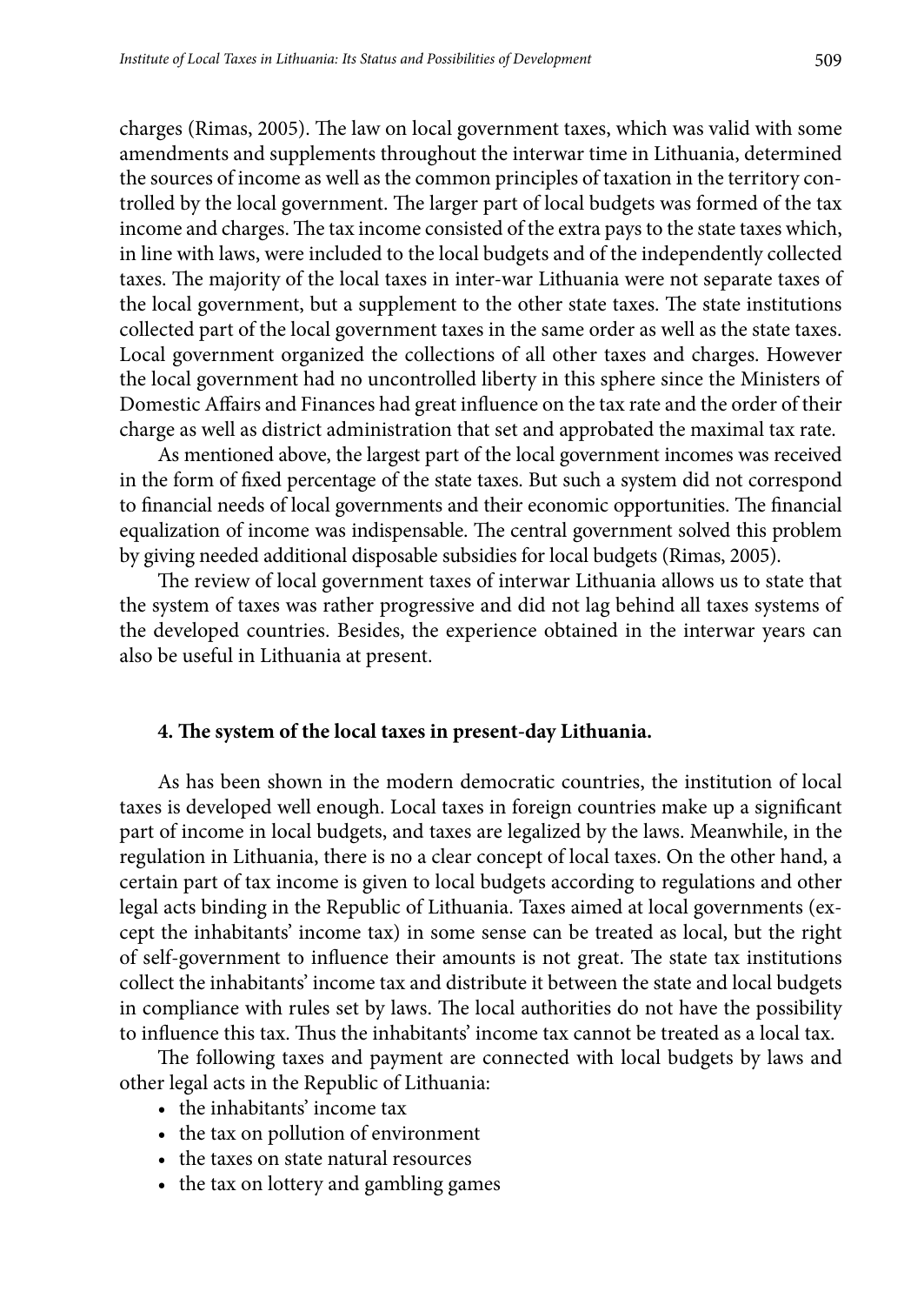charges (Rimas, 2005). The law on local government taxes, which was valid with some amendments and supplements throughout the interwar time in Lithuania, determined the sources of income as well as the common principles of taxation in the territory controlled by the local government. The larger part of local budgets was formed of the tax income and charges. The tax income consisted of the extra pays to the state taxes which, in line with laws, were included to the local budgets and of the independently collected taxes. The majority of the local taxes in inter-war Lithuania were not separate taxes of the local government, but a supplement to the other state taxes. The state institutions collected part of the local government taxes in the same order as well as the state taxes. Local government organized the collections of all other taxes and charges. However the local government had no uncontrolled liberty in this sphere since the Ministers of Domestic Affairs and Finances had great influence on the tax rate and the order of their charge as well as district administration that set and approbated the maximal tax rate.

As mentioned above, the largest part of the local government incomes was received in the form of fixed percentage of the state taxes. But such a system did not correspond to financial needs of local governments and their economic opportunities. The financial equalization of income was indispensable. The central government solved this problem by giving needed additional disposable subsidies for local budgets (Rimas, 2005).

The review of local government taxes of interwar Lithuania allows us to state that the system of taxes was rather progressive and did not lag behind all taxes systems of the developed countries. Besides, the experience obtained in the interwar years can also be useful in Lithuania at present.

## 4. The system of the local taxes in present-day Lithuania.

As has been shown in the modern democratic countries, the institution of local taxes is developed well enough. Local taxes in foreign countries make up a significant part of income in local budgets, and taxes are legalized by the laws. Meanwhile, in the regulation in Lithuania, there is no a clear concept of local taxes. On the other hand, a certain part of tax income is given to local budgets according to regulations and other legal acts binding in the Republic of Lithuania. Taxes aimed at local governments (except the inhabitants' income tax) in some sense can be treated as local, but the right of self-government to influence their amounts is not great. The state tax institutions collect the inhabitants' income tax and distribute it between the state and local budgets in compliance with rules set by laws. The local authorities do not have the possibility to influence this tax. Thus the inhabitants' income tax cannot be treated as a local tax.

The following taxes and payment are connected with local budgets by laws and other legal acts in the Republic of Lithuania:

- the inhabitants' income tax
- the tax on pollution of environment
- the taxes on state natural resources
- the tax on lottery and gambling games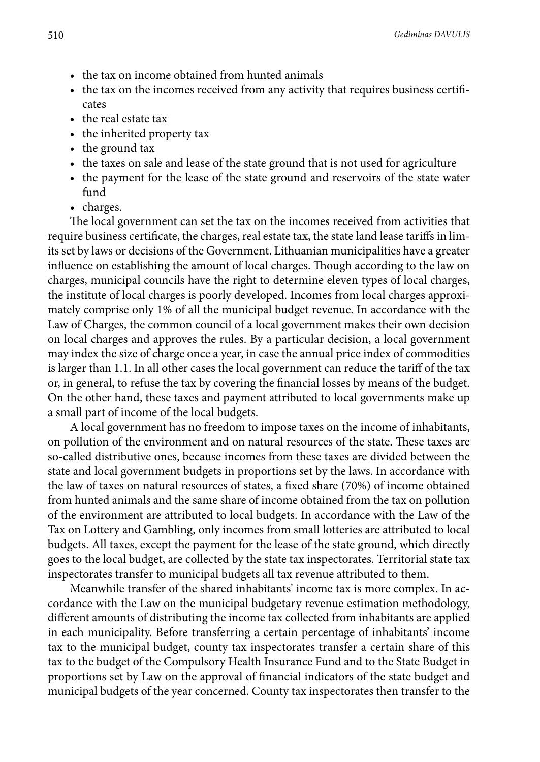- the tax on income obtained from hunted animals
- the tax on the incomes received from any activity that requires business certificates
- the real estate tax
- the inherited property tax
- the ground tax
- the taxes on sale and lease of the state ground that is not used for agriculture
- the payment for the lease of the state ground and reservoirs of the state water fund
- charges.

The local government can set the tax on the incomes received from activities that require business certificate, the charges, real estate tax, the state land lease tariffs in limits set by laws or decisions of the Government. Lithuanian municipalities have a greater influence on establishing the amount of local charges. Though according to the law on charges, municipal councils have the right to determine eleven types of local charges, the institute of local charges is poorly developed. Incomes from local charges approximately comprise only 1% of all the municipal budget revenue. In accordance with the Law of Charges, the common council of a local government makes their own decision on local charges and approves the rules. By a particular decision, a local government may index the size of charge once a year, in case the annual price index of commodities is larger than 1.1. In all other cases the local government can reduce the tariff of the tax or, in general, to refuse the tax by covering the financial losses by means of the budget. On the other hand, these taxes and payment attributed to local governments make up a small part of income of the local budgets.

A local government has no freedom to impose taxes on the income of inhabitants, on pollution of the environment and on natural resources of the state. These taxes are so-called distributive ones, because incomes from these taxes are divided between the state and local government budgets in proportions set by the laws. In accordance with the law of taxes on natural resources of states, a fixed share (70%) of income obtained from hunted animals and the same share of income obtained from the tax on pollution of the environment are attributed to local budgets. In accordance with the Law of the Tax on Lottery and Gambling, only incomes from small lotteries are attributed to local budgets. All taxes, except the payment for the lease of the state ground, which directly goes to the local budget, are collected by the state tax inspectorates. Territorial state tax inspectorates transfer to municipal budgets all tax revenue attributed to them.

Meanwhile transfer of the shared inhabitants' income tax is more complex. In accordance with the Law on the municipal budgetary revenue estimation methodology, different amounts of distributing the income tax collected from inhabitants are applied in each municipality. Before transferring a certain percentage of inhabitants' income tax to the municipal budget, county tax inspectorates transfer a certain share of this tax to the budget of the Compulsory Health Insurance Fund and to the State Budget in proportions set by Law on the approval of financial indicators of the state budget and municipal budgets of the year concerned. County tax inspectorates then transfer to the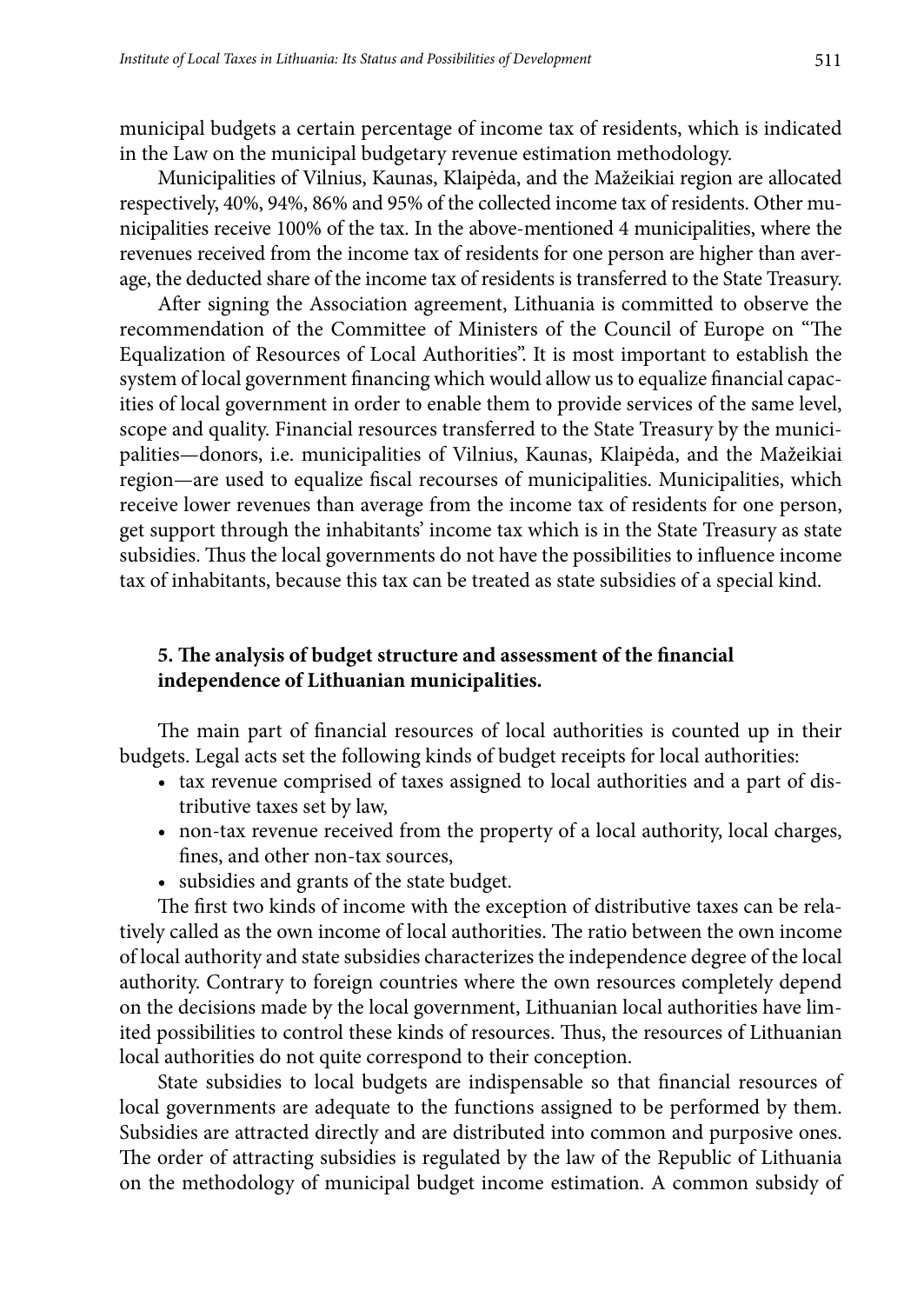municipal budgets a certain percentage of income tax of residents, which is indicated in the Law on the municipal budgetary revenue estimation methodology.

Municipalities of Vilnius, Kaunas, Klaipėda, and the Mažeikiai region are allocated respectively, 40%, 94%, 86% and 95% of the collected income tax of residents. Other municipalities receive 100% of the tax. In the above-mentioned 4 municipalities, where the revenues received from the income tax of residents for one person are higher than average, the deducted share of the income tax of residents is transferred to the State Treasury.

After signing the Association agreement, Lithuania is committed to observe the recommendation of the Committee of Ministers of the Council of Europe on "The Equalization of Resources of Local Authorities". It is most important to establish the system of local government financing which would allow us to equalize financial capacities of local government in order to enable them to provide services of the same level, scope and quality. Financial resources transferred to the State Treasury by the municipalities—donors, i.e. municipalities of Vilnius, Kaunas, Klaipėda, and the Mažeikiai region—are used to equalize fiscal recourses of municipalities. Municipalities, which receive lower revenues than average from the income tax of residents for one person, get support through the inhabitants' income tax which is in the State Treasury as state subsidies. Thus the local governments do not have the possibilities to influence income tax of inhabitants, because this tax can be treated as state subsidies of a special kind.

## 5. The analysis of budget structure and assessment of the financial independence of Lithuanian municipalities.

The main part of financial resources of local authorities is counted up in their budgets. Legal acts set the following kinds of budget receipts for local authorities:

- tax revenue comprised of taxes assigned to local authorities and a part of distributive taxes set by law,
- non-tax revenue received from the property of a local authority, local charges, fines, and other non-tax sources,
- subsidies and grants of the state budget.

The first two kinds of income with the exception of distributive taxes can be relatively called as the own income of local authorities. The ratio between the own income of local authority and state subsidies characterizes the independence degree of the local authority. Contrary to foreign countries where the own resources completely depend on the decisions made by the local government, Lithuanian local authorities have limited possibilities to control these kinds of resources. Thus, the resources of Lithuanian local authorities do not quite correspond to their conception.

State subsidies to local budgets are indispensable so that financial resources of local governments are adequate to the functions assigned to be performed by them. Subsidies are attracted directly and are distributed into common and purposive ones. The order of attracting subsidies is regulated by the law of the Republic of Lithuania on the methodology of municipal budget income estimation. A common subsidy of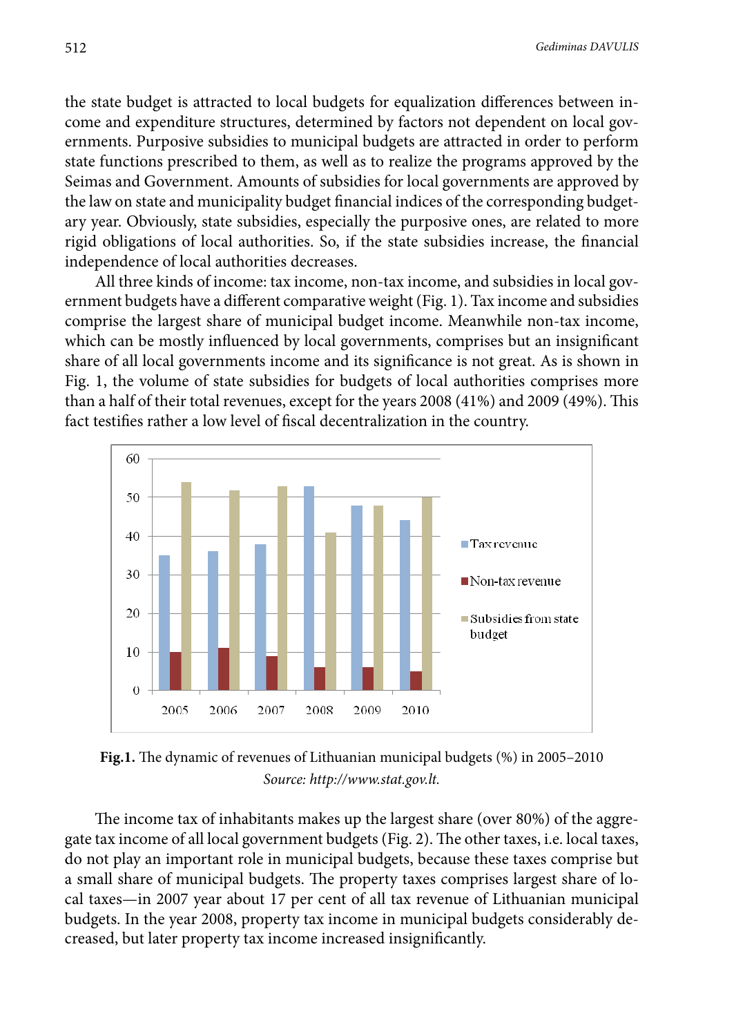the state budget is attracted to local budgets for equalization differences between income and expenditure structures, determined by factors not dependent on local governments. Purposive subsidies to municipal budgets are attracted in order to perform state functions prescribed to them, as well as to realize the programs approved by the Seimas and Government. Amounts of subsidies for local governments are approved by the law on state and municipality budget financial indices of the corresponding budgetary year. Obviously, state subsidies, especially the purposive ones, are related to more rigid obligations of local authorities. So, if the state subsidies increase, the financial independence of local authorities decreases.

All three kinds of income: tax income, non-tax income, and subsidies in local government budgets have a different comparative weight (Fig. 1). Tax income and subsidies comprise the largest share of municipal budget income. Meanwhile non-tax income, which can be mostly influenced by local governments, comprises but an insignificant share of all local governments income and its significance is not great. As is shown in Fig. 1, the volume of state subsidies for budgets of local authorities comprises more than a half of their total revenues, except for the years 2008 (41%) and 2009 (49%). This fact testifies rather a low level of fiscal decentralization in the country.

**Fig.1.** The dynamic of revenues of Lithuanian municipal budgets (%) in 2005–2010
*Source: http://www.stat.gov.lt.*

The income tax of inhabitants makes up the largest share (over 80%) of the aggregate tax income of all local government budgets (Fig. 2). The other taxes, i.e. local taxes, do not play an important role in municipal budgets, because these taxes comprise but a small share of municipal budgets. The property taxes comprises largest share of local taxes—in 2007 year about 17 per cent of all tax revenue of Lithuanian municipal budgets. In the year 2008, property tax income in municipal budgets considerably decreased, but later property tax income increased insignificantly.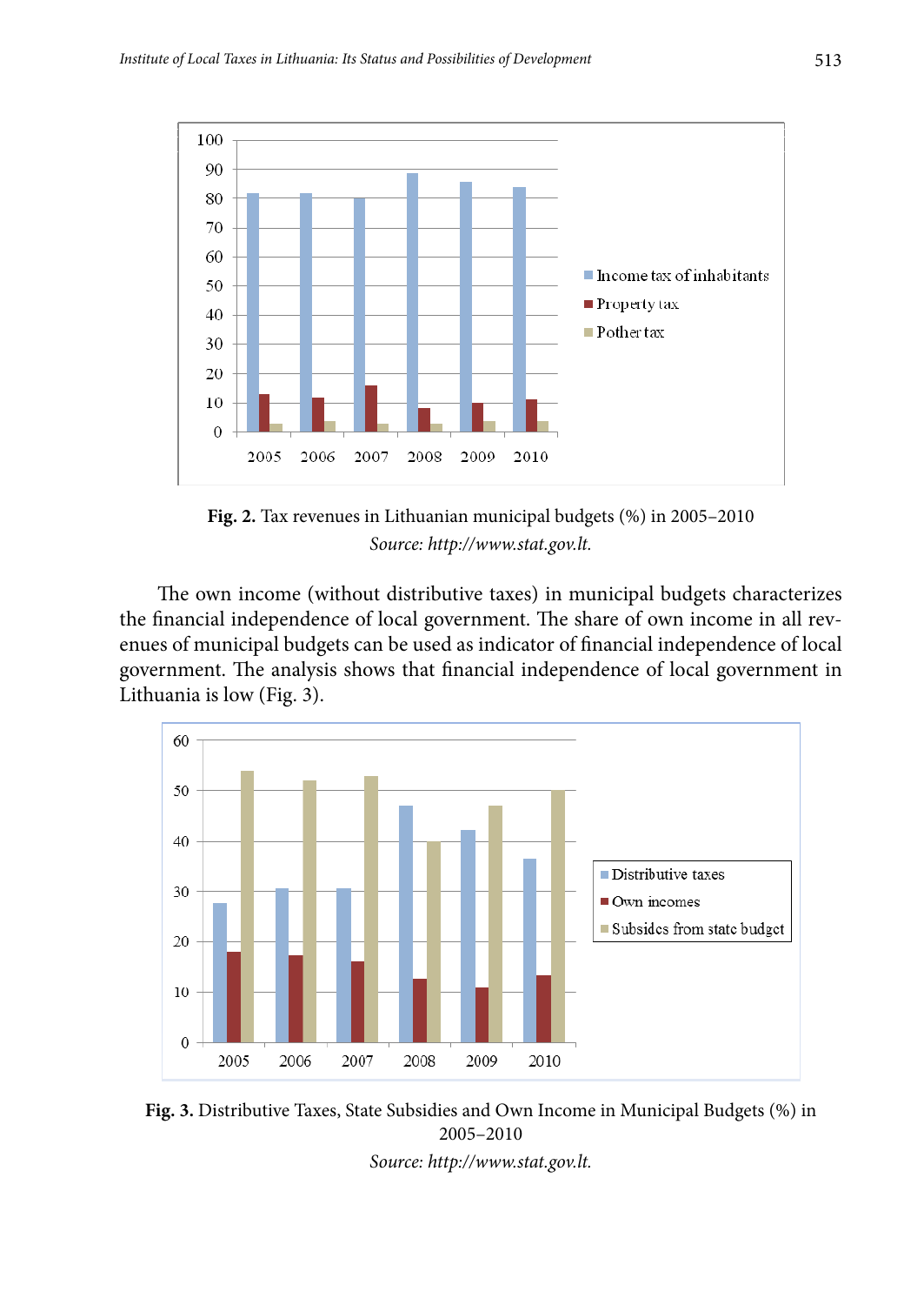**Fig. 2.** Tax revenues in Lithuanian municipal budgets (%) in 2005–2010

*Source: http://www.stat.gov.lt.*

The own income (without distributive taxes) in municipal budgets characterizes the financial independence of local government. The share of own income in all revenues of municipal budgets can be used as indicator of financial independence of local government. The analysis shows that financial independence of local government in Lithuania is low (Fig. 3).

**Fig. 3.** Distributive Taxes, State Subsidies and Own Income in Municipal Budgets (%) in 2005–2010

*Source: http://www.stat.gov.lt.*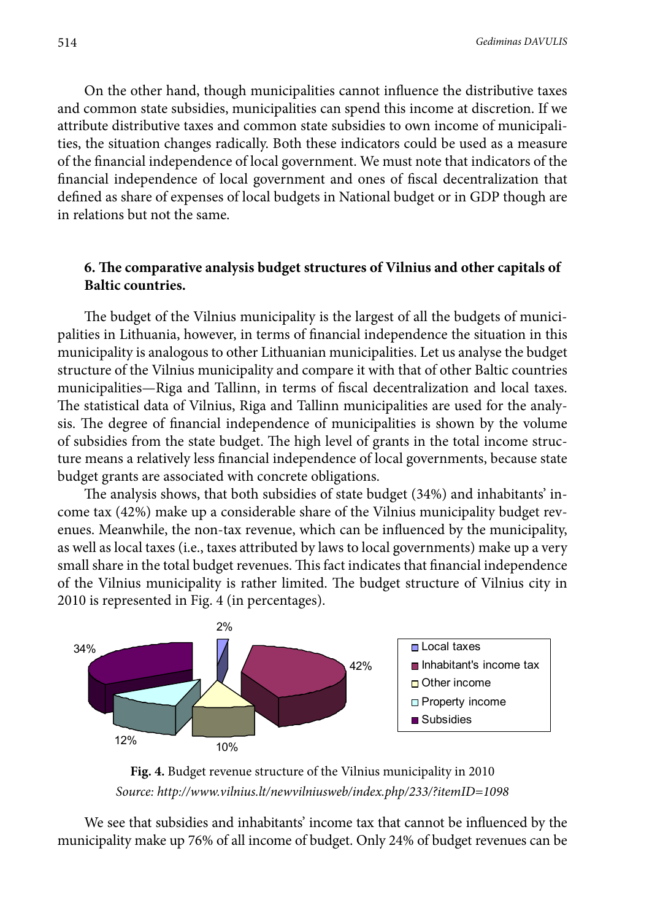On the other hand, though municipalities cannot influence the distributive taxes and common state subsidies, municipalities can spend this income at discretion. If we attribute distributive taxes and common state subsidies to own income of municipalities, the situation changes radically. Both these indicators could be used as a measure of the financial independence of local government. We must note that indicators of the financial independence of local government and ones of fiscal decentralization that defined as share of expenses of local budgets in National budget or in GDP though are in relations but not the same.

## 6. The comparative analysis budget structures of Vilnius and other capitals of Baltic countries.

The budget of the Vilnius municipality is the largest of all the budgets of municipalities in Lithuania, however, in terms of financial independence the situation in this municipality is analogous to other Lithuanian municipalities. Let us analyse the budget structure of the Vilnius municipality and compare it with that of other Baltic countries municipalities—Riga and Tallinn, in terms of fiscal decentralization and local taxes. The statistical data of Vilnius, Riga and Tallinn municipalities are used for the analysis. The degree of financial independence of municipalities is shown by the volume of subsidies from the state budget. The high level of grants in the total income structure means a relatively less financial independence of local governments, because state budget grants are associated with concrete obligations.

The analysis shows, that both subsidies of state budget (34%) and inhabitants' income tax (42%) make up a considerable share of the Vilnius municipality budget revenues. Meanwhile, the non-tax revenue, which can be influenced by the municipality, as well as local taxes (i.e., taxes attributed by laws to local governments) make up a very small share in the total budget revenues. This fact indicates that financial independence of the Vilnius municipality is rather limited. The budget structure of Vilnius city in 2010 is represented in Fig. 4 (in percentages).

| Category | Share |
|---|---|
| Local taxes | 2% |
| Inhabitant's income tax | 42% |
| Other income | 10% |
| Property income | 12% |
| Subsidies | 34% |

**Fig. 4.** Budget revenue structure of the Vilnius municipality in 2010
*Source: http://www.vilnius.lt/newvilniusweb/index.php/233/?itemID=1098*

We see that subsidies and inhabitants' income tax that cannot be influenced by the municipality make up 76% of all income of budget. Only 24% of budget revenues can be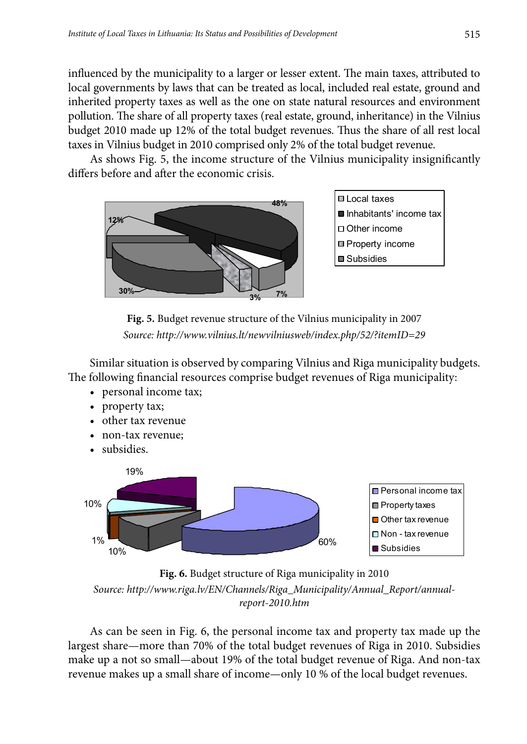influenced by the municipality to a larger or lesser extent. The main taxes, attributed to local governments by laws that can be treated as local, included real estate, ground and inherited property taxes as well as the one on state natural resources and environment pollution. The share of all property taxes (real estate, ground, inheritance) in the Vilnius budget 2010 made up 12% of the total budget revenues. Thus the share of all rest local taxes in Vilnius budget in 2010 comprised only 2% of the total budget revenue.

As shows Fig. 5, the income structure of the Vilnius municipality insignificantly differs before and after the economic crisis.

**Fig. 5.** Budget revenue structure of the Vilnius municipality in 2007
*Source: http://www.vilnius.lt/newvilniusweb/index.php/52/?itemID=29*

Similar situation is observed by comparing Vilnius and Riga municipality budgets. The following financial resources comprise budget revenues of Riga municipality:

- personal income tax;
- property tax;
- other tax revenue
- non-tax revenue;
- subsidies.

**Fig. 6.** Budget structure of Riga municipality in 2010
*Source: http://www.riga.lv/EN/Channels/Riga_Municipality/Annual_Report/annual-report-2010.htm*

As can be seen in Fig. 6, the personal income tax and property tax made up the largest share—more than 70% of the total budget revenues of Riga in 2010. Subsidies make up a not so small—about 19% of the total budget revenue of Riga. And non-tax revenue makes up a small share of income—only 10 % of the local budget revenues.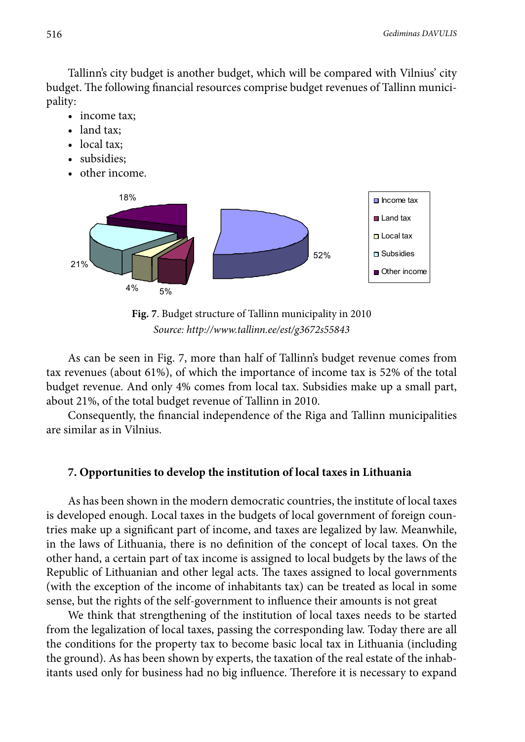Tallinn's city budget is another budget, which will be compared with Vilnius' city budget. The following financial resources comprise budget revenues of Tallinn municipality:

- income tax;
- land tax;
- local tax;
- subsidies;
- other income.

**Fig. 7**. Budget structure of Tallinn municipality in 2010
*Source: http://www.tallinn.ee/est/g3672s55843*

As can be seen in Fig. 7, more than half of Tallinn's budget revenue comes from tax revenues (about 61%), of which the importance of income tax is 52% of the total budget revenue. And only 4% comes from local tax. Subsidies make up a small part, about 21%, of the total budget revenue of Tallinn in 2010.

Consequently, the financial independence of the Riga and Tallinn municipalities are similar as in Vilnius.

## 7. Opportunities to develop the institution of local taxes in Lithuania

As has been shown in the modern democratic countries, the institute of local taxes is developed enough. Local taxes in the budgets of local government of foreign countries make up a significant part of income, and taxes are legalized by law. Meanwhile, in the laws of Lithuania, there is no definition of the concept of local taxes. On the other hand, a certain part of tax income is assigned to local budgets by the laws of the Republic of Lithuanian and other legal acts. The taxes assigned to local governments (with the exception of the income of inhabitants tax) can be treated as local in some sense, but the rights of the self-government to influence their amounts is not great

We think that strengthening of the institution of local taxes needs to be started from the legalization of local taxes, passing the corresponding law. Today there are all the conditions for the property tax to become basic local tax in Lithuania (including the ground). As has been shown by experts, the taxation of the real estate of the inhabitants used only for business had no big influence. Therefore it is necessary to expand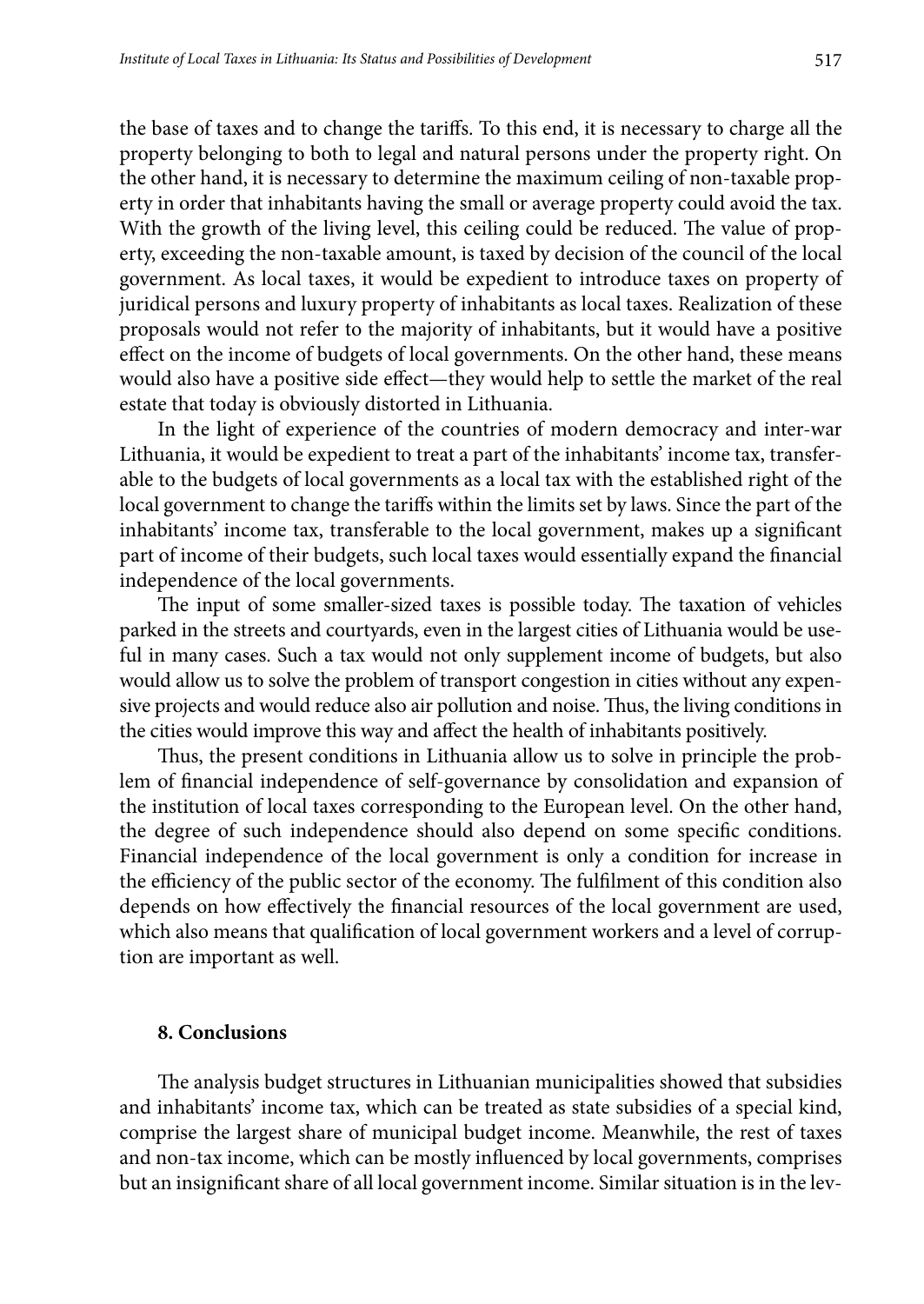the base of taxes and to change the tariffs. To this end, it is necessary to charge all the property belonging to both to legal and natural persons under the property right. On the other hand, it is necessary to determine the maximum ceiling of non-taxable property in order that inhabitants having the small or average property could avoid the tax. With the growth of the living level, this ceiling could be reduced. The value of property, exceeding the non-taxable amount, is taxed by decision of the council of the local government. As local taxes, it would be expedient to introduce taxes on property of juridical persons and luxury property of inhabitants as local taxes. Realization of these proposals would not refer to the majority of inhabitants, but it would have a positive effect on the income of budgets of local governments. On the other hand, these means would also have a positive side effect—they would help to settle the market of the real estate that today is obviously distorted in Lithuania.

In the light of experience of the countries of modern democracy and inter-war Lithuania, it would be expedient to treat a part of the inhabitants' income tax, transferable to the budgets of local governments as a local tax with the established right of the local government to change the tariffs within the limits set by laws. Since the part of the inhabitants' income tax, transferable to the local government, makes up a significant part of income of their budgets, such local taxes would essentially expand the financial independence of the local governments.

The input of some smaller-sized taxes is possible today. The taxation of vehicles parked in the streets and courtyards, even in the largest cities of Lithuania would be useful in many cases. Such a tax would not only supplement income of budgets, but also would allow us to solve the problem of transport congestion in cities without any expensive projects and would reduce also air pollution and noise. Thus, the living conditions in the cities would improve this way and affect the health of inhabitants positively.

Thus, the present conditions in Lithuania allow us to solve in principle the problem of financial independence of self-governance by consolidation and expansion of the institution of local taxes corresponding to the European level. On the other hand, the degree of such independence should also depend on some specific conditions. Financial independence of the local government is only a condition for increase in the efficiency of the public sector of the economy. The fulfilment of this condition also depends on how effectively the financial resources of the local government are used, which also means that qualification of local government workers and a level of corruption are important as well.

## 8. Conclusions

The analysis budget structures in Lithuanian municipalities showed that subsidies and inhabitants' income tax, which can be treated as state subsidies of a special kind, comprise the largest share of municipal budget income. Meanwhile, the rest of taxes and non-tax income, which can be mostly influenced by local governments, comprises but an insignificant share of all local government income. Similar situation is in the lev-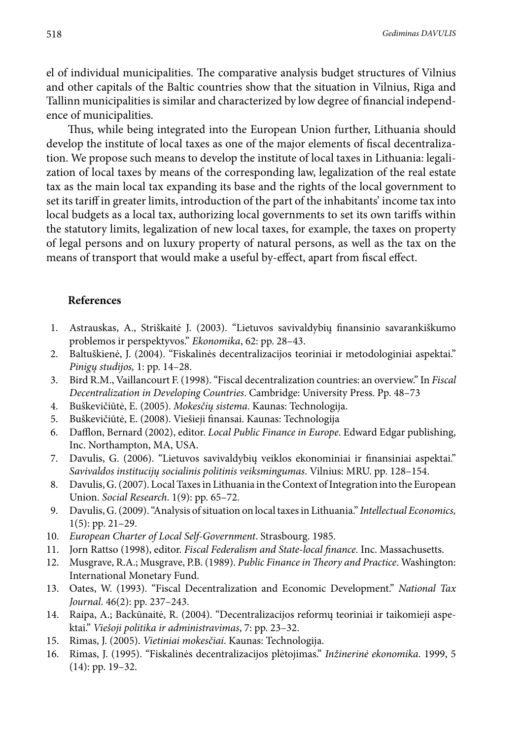el of individual municipalities. The comparative analysis budget structures of Vilnius and other capitals of the Baltic countries show that the situation in Vilnius, Riga and Tallinn municipalities is similar and characterized by low degree of financial independence of municipalities.

Thus, while being integrated into the European Union further, Lithuania should develop the institute of local taxes as one of the major elements of fiscal decentralization. We propose such means to develop the institute of local taxes in Lithuania: legalization of local taxes by means of the corresponding law, legalization of the real estate tax as the main local tax expanding its base and the rights of the local government to set its tariff in greater limits, introduction of the part of the inhabitants' income tax into local budgets as a local tax, authorizing local governments to set its own tariffs within the statutory limits, legalization of new local taxes, for example, the taxes on property of legal persons and on luxury property of natural persons, as well as the tax on the means of transport that would make a useful by-effect, apart from fiscal effect.

## References

1. Astrauskas, A., Striškaitė J. (2003). "Lietuvos savivaldybių finansinio savarankiškumo problemos ir perspektyvos." *Ekonomika*, 62: pp. 28–43.
2. Baltuškienė, J. (2004). "Fiskalinės decentralizacijos teoriniai ir metodologiniai aspektai." *Pinigų studijos,* 1: pp. 14–28.
3. Bird R.M., Vaillancourt F. (1998). "Fiscal decentralization countries: an overview." In *Fiscal Decentralization in Developing Countries*. Cambridge: University Press. Pp. 48–73
4. Buškevičiūtė, E. (2005). *Mokesčių sistema*. Kaunas: Technologija.
5. Buškevičiūtė, E. (2008). Viešieji finansai. Kaunas: Technologija
6. Dafflon, Bernard (2002), editor. *Local Public Finance in Europe*. Edward Edgar publishing, Inc. Northampton, MA, USA.
7. Davulis, G. (2006). "Lietuvos savivaldybių veiklos ekonominiai ir finansiniai aspektai." *Savivaldos institucijų socialinis politinis veiksmingumas*. Vilnius: MRU. pp. 128–154.
8. Davulis, G. (2007). Local Taxes in Lithuania in the Context of Integration into the European Union. *Social Research*. 1(9): pp. 65–72.
9. Davulis, G. (2009). "Analysis of situation on local taxes in Lithuania." *Intellectual Economics,* 1(5): pp. 21–29.
10. *European Charter of Local Self-Government*. Strasbourg. 1985.
11. Jorn Rattso (1998), editor. *Fiscal Federalism and State-local finance*. Inc. Massachusetts.
12. Musgrave, R.A.; Musgrave, P.B. (1989). *Public Finance in Theory and Practice*. Washington: International Monetary Fund.
13. Oates, W. (1993). "Fiscal Decentralization and Economic Development." *National Tax Journal*. 46(2): pp. 237–243.
14. Raipa, A.; Backūnaitė, R. (2004). "Decentralizacijos reformų teoriniai ir taikomieji aspektai." *Viešoji politika ir administravimas*, 7: pp. 23–32.
15. Rimas, J. (2005). *Vietiniai mokesčiai*. Kaunas: Technologija.
16. Rimas, J. (1995). "Fiskalinės decentralizacijos plėtojimas." *Inžinerinė ekonomika*. 1999, 5 (14): pp. 19–32.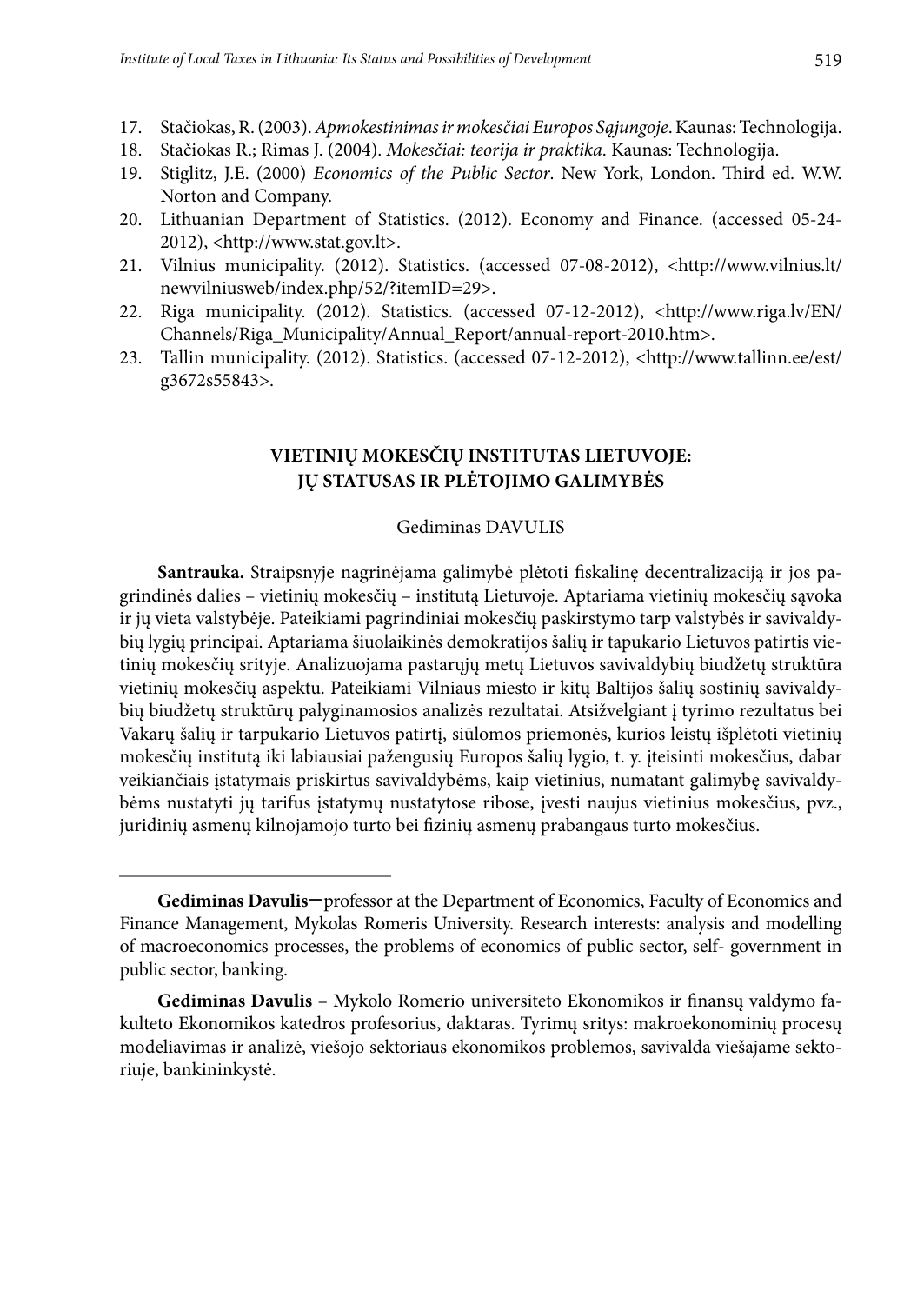17. Stačiokas, R. (2003). *Apmokestinimas ir mokesčiai Europos Sąjungoje*. Kaunas: Technologija.
18. Stačiokas R.; Rimas J. (2004). *Mokesčiai: teorija ir praktika*. Kaunas: Technologija.
19. Stiglitz, J.E. (2000) *Economics of the Public Sector*. New York, London. Third ed. W.W. Norton and Company.
20. Lithuanian Department of Statistics. (2012). Economy and Finance. (accessed 05-24-2012), <http://www.stat.gov.lt>.
21. Vilnius municipality. (2012). Statistics. (accessed 07-08-2012), <http://www.vilnius.lt/newvilniusweb/index.php/52/?itemID=29>.
22. Riga municipality. (2012). Statistics. (accessed 07-12-2012), <http://www.riga.lv/EN/Channels/Riga_Municipality/Annual_Report/annual-report-2010.htm>.
23. Tallin municipality. (2012). Statistics. (accessed 07-12-2012), <http://www.tallinn.ee/est/g3672s55843>.

## VIETINIŲ MOKESČIŲ INSTITUTAS LIETUVOJE: JŲ STATUSAS IR PLĖTOJIMO GALIMYBĖS

Gediminas DAVULIS

**Santrauka.** Straipsnyje nagrinėjama galimybė plėtoti fiskalinę decentralizaciją ir jos pagrindinės dalies – vietinių mokesčių – institutą Lietuvoje. Aptariama vietinių mokesčių sąvoka ir jų vieta valstybėje. Pateikiami pagrindiniai mokesčių paskirstymo tarp valstybės ir savivaldybių lygių principai. Aptariama šiuolaikinės demokratijos šalių ir tapukario Lietuvos patirtis vietinių mokesčių srityje. Analizuojama pastarųjų metų Lietuvos savivaldybių biudžetų struktūra vietinių mokesčių aspektu. Pateikiami Vilniaus miesto ir kitų Baltijos šalių sostinių savivaldybių biudžetų struktūrų palyginamosios analizės rezultatai. Atsižvelgiant į tyrimo rezultatus bei Vakarų šalių ir tarpukario Lietuvos patirtį, siūlomos priemonės, kurios leistų išplėtoti vietinių mokesčių institutą iki labiausiai pažengusių Europos šalių lygio, t. y. įteisinti mokesčius, dabar veikiančiais įstatymais priskirtus savivaldybėms, kaip vietinius, numatant galimybę savivaldybėms nustatyti jų tarifus įstatymų nustatytose ribose, įvesti naujus vietinius mokesčius, pvz., juridinių asmenų kilnojamojo turto bei fizinių asmenų prabangaus turto mokesčius.

---

**Gediminas Davulis**—professor at the Department of Economics, Faculty of Economics and Finance Management, Mykolas Romeris University. Research interests: analysis and modelling of macroeconomics processes, the problems of economics of public sector, self- government in public sector, banking.

**Gediminas Davulis** – Mykolo Romerio universiteto Ekonomikos ir finansų valdymo fakulteto Ekonomikos katedros profesorius, daktaras. Tyrimų sritys: makroekonominių procesų modeliavimas ir analizė, viešojo sektoriaus ekonomikos problemos, savivalda viešajame sektoriuje, bankininkystė.